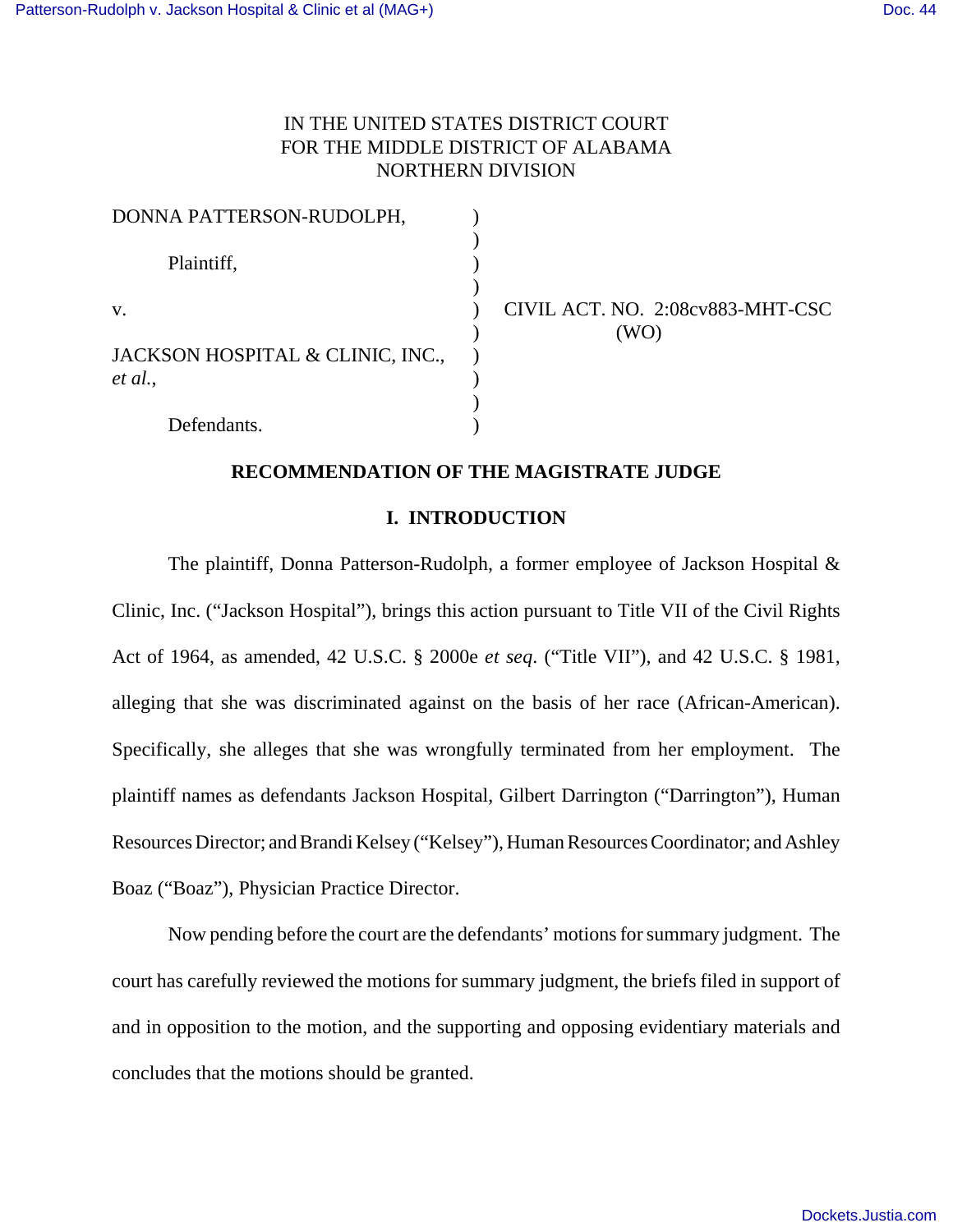IN THE UNITED STATES DISTRICT COURT
FOR THE MIDDLE DISTRICT OF ALABAMA
NORTHERN DIVISION

| | | |
|---|---|---|
| DONNA PATTERSON-RUDOLPH, | ) | |
| | ) | |
| Plaintiff, | ) | |
| | ) | |
| v. | ) | CIVIL ACT. NO. 2:08cv883-MHT-CSC |
| | ) | (WO) |
| JACKSON HOSPITAL & CLINIC, INC., *et al.*, | ) | |
| | ) | |
| Defendants. | ) | |

**RECOMMENDATION OF THE MAGISTRATE JUDGE**

**I. INTRODUCTION**

The plaintiff, Donna Patterson-Rudolph, a former employee of Jackson Hospital & Clinic, Inc. ("Jackson Hospital"), brings this action pursuant to Title VII of the Civil Rights Act of 1964, as amended, 42 U.S.C. § 2000e *et seq*. ("Title VII"), and 42 U.S.C. § 1981, alleging that she was discriminated against on the basis of her race (African-American). Specifically, she alleges that she was wrongfully terminated from her employment. The plaintiff names as defendants Jackson Hospital, Gilbert Darrington ("Darrington"), Human Resources Director; and Brandi Kelsey ("Kelsey"), Human Resources Coordinator; and Ashley Boaz ("Boaz"), Physician Practice Director.

Now pending before the court are the defendants' motions for summary judgment. The court has carefully reviewed the motions for summary judgment, the briefs filed in support of and in opposition to the motion, and the supporting and opposing evidentiary materials and concludes that the motions should be granted.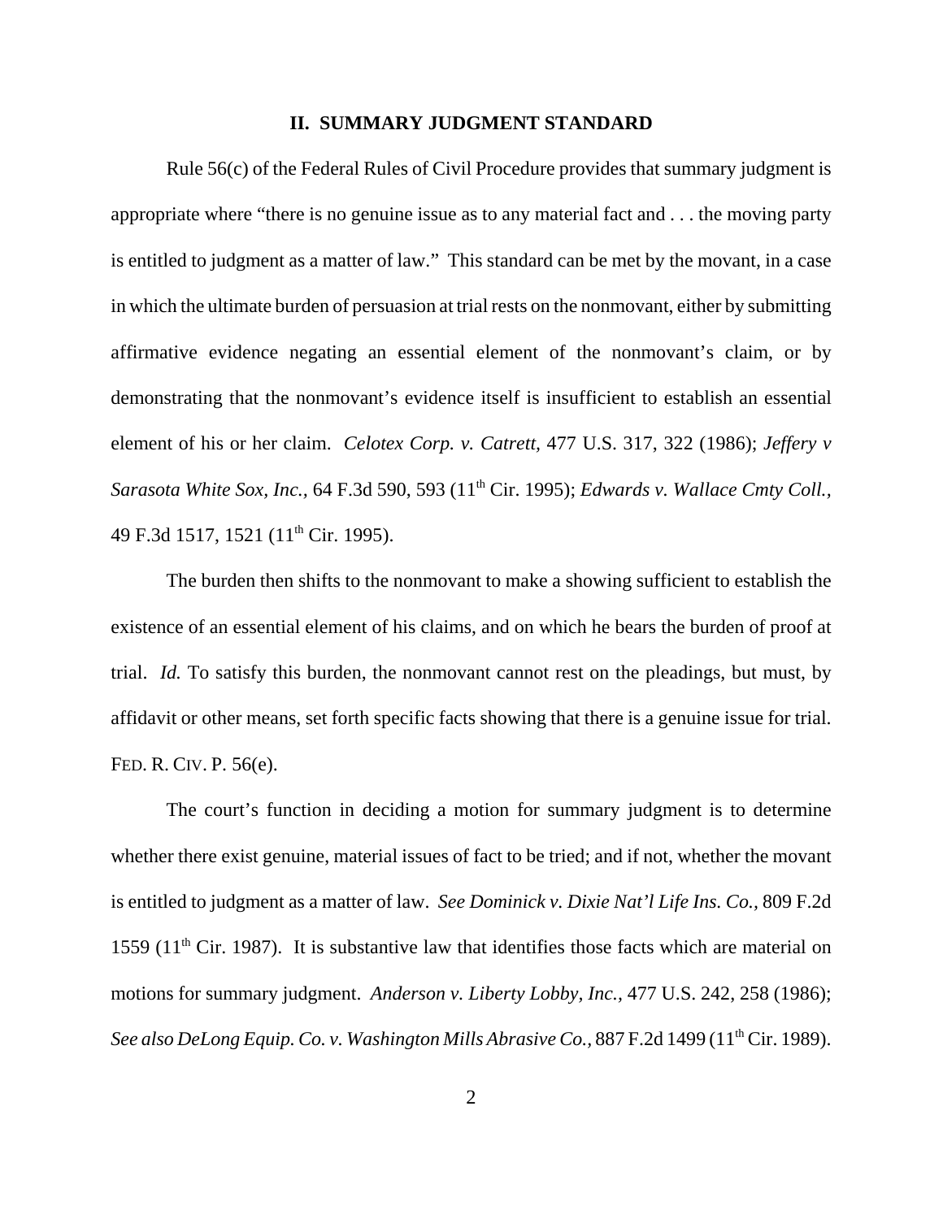## II. SUMMARY JUDGMENT STANDARD

Rule 56(c) of the Federal Rules of Civil Procedure provides that summary judgment is appropriate where "there is no genuine issue as to any material fact and . . . the moving party is entitled to judgment as a matter of law." This standard can be met by the movant, in a case in which the ultimate burden of persuasion at trial rests on the nonmovant, either by submitting affirmative evidence negating an essential element of the nonmovant's claim, or by demonstrating that the nonmovant's evidence itself is insufficient to establish an essential element of his or her claim. *Celotex Corp. v. Catrett*, 477 U.S. 317, 322 (1986); *Jeffery v Sarasota White Sox, Inc.*, 64 F.3d 590, 593 (11th Cir. 1995); *Edwards v. Wallace Cmty Coll.*, 49 F.3d 1517, 1521 (11th Cir. 1995).

The burden then shifts to the nonmovant to make a showing sufficient to establish the existence of an essential element of his claims, and on which he bears the burden of proof at trial. *Id.* To satisfy this burden, the nonmovant cannot rest on the pleadings, but must, by affidavit or other means, set forth specific facts showing that there is a genuine issue for trial. FED. R. CIV. P. 56(e).

The court's function in deciding a motion for summary judgment is to determine whether there exist genuine, material issues of fact to be tried; and if not, whether the movant is entitled to judgment as a matter of law. *See Dominick v. Dixie Nat'l Life Ins. Co.*, 809 F.2d 1559 (11th Cir. 1987). It is substantive law that identifies those facts which are material on motions for summary judgment. *Anderson v. Liberty Lobby, Inc.*, 477 U.S. 242, 258 (1986); *See also DeLong Equip. Co. v. Washington Mills Abrasive Co.*, 887 F.2d 1499 (11th Cir. 1989).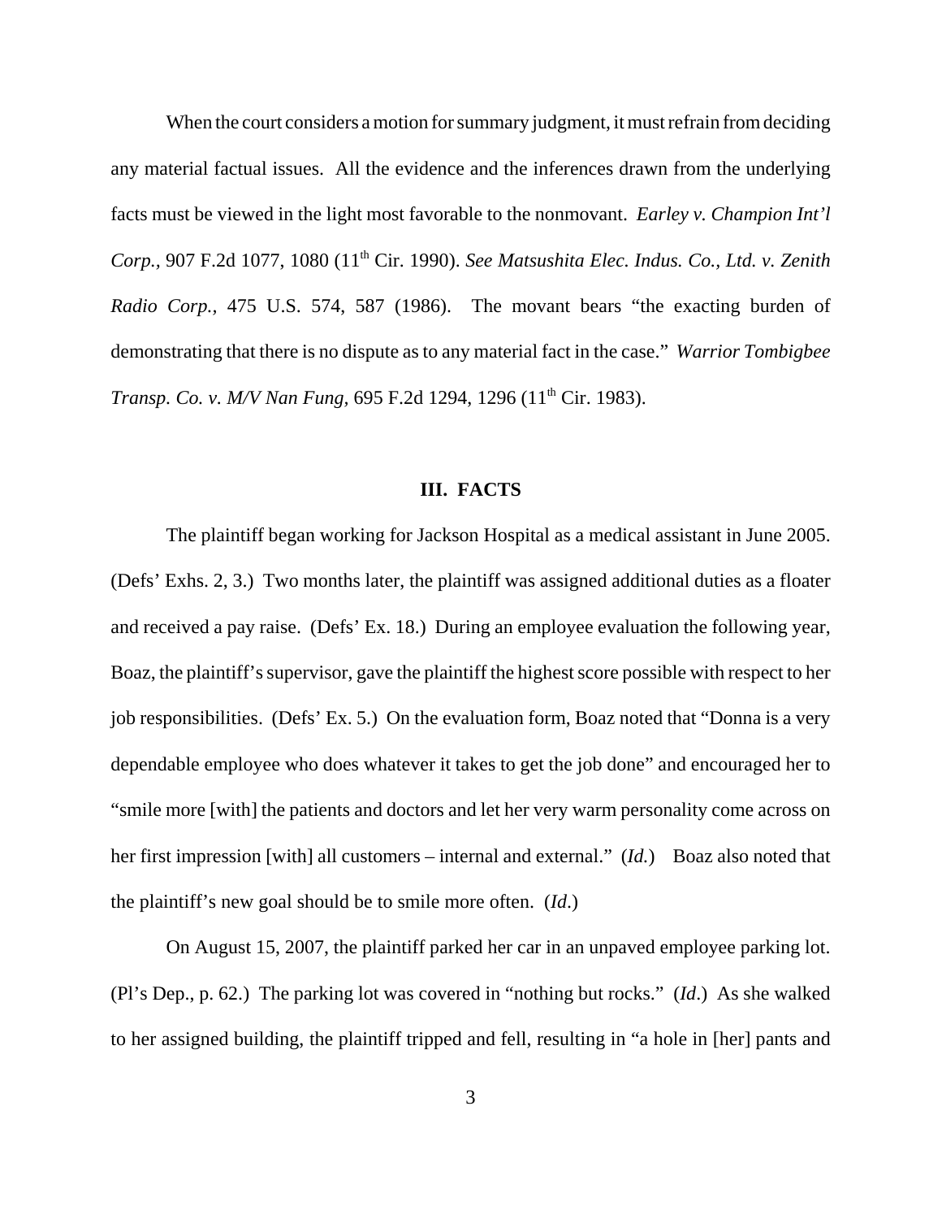When the court considers a motion for summary judgment, it must refrain from deciding any material factual issues. All the evidence and the inferences drawn from the underlying facts must be viewed in the light most favorable to the nonmovant. *Earley v. Champion Int'l Corp.*, 907 F.2d 1077, 1080 (11th Cir. 1990). *See Matsushita Elec. Indus. Co., Ltd. v. Zenith Radio Corp.*, 475 U.S. 574, 587 (1986). The movant bears "the exacting burden of demonstrating that there is no dispute as to any material fact in the case." *Warrior Tombigbee Transp. Co. v. M/V Nan Fung*, 695 F.2d 1294, 1296 (11th Cir. 1983).

## III. FACTS

The plaintiff began working for Jackson Hospital as a medical assistant in June 2005. (Defs' Exhs. 2, 3.) Two months later, the plaintiff was assigned additional duties as a floater and received a pay raise. (Defs' Ex. 18.) During an employee evaluation the following year, Boaz, the plaintiff's supervisor, gave the plaintiff the highest score possible with respect to her job responsibilities. (Defs' Ex. 5.) On the evaluation form, Boaz noted that "Donna is a very dependable employee who does whatever it takes to get the job done" and encouraged her to "smile more [with] the patients and doctors and let her very warm personality come across on her first impression [with] all customers – internal and external." (*Id.*) Boaz also noted that the plaintiff's new goal should be to smile more often. (*Id*.)

On August 15, 2007, the plaintiff parked her car in an unpaved employee parking lot. (Pl's Dep., p. 62.) The parking lot was covered in "nothing but rocks." (*Id*.) As she walked to her assigned building, the plaintiff tripped and fell, resulting in "a hole in [her] pants and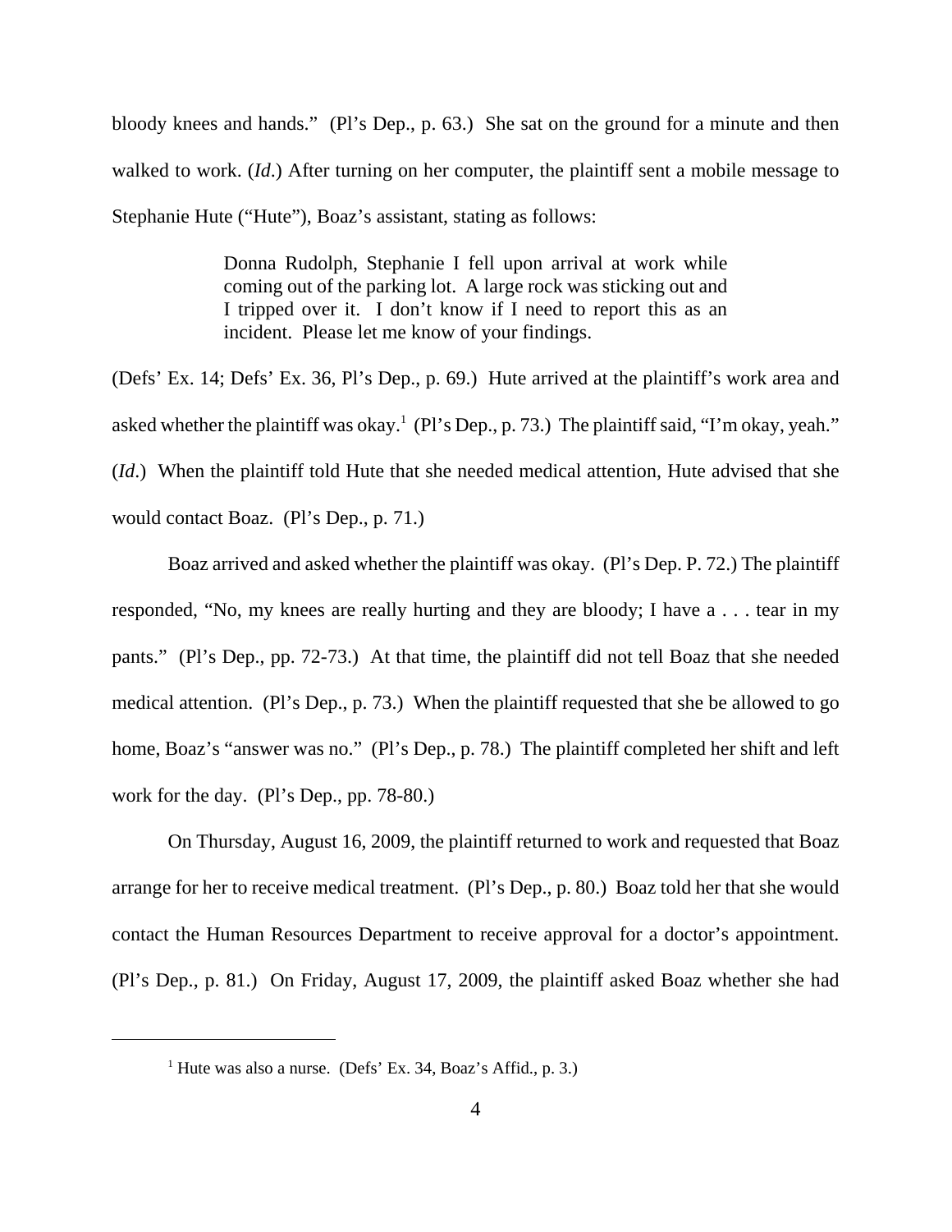bloody knees and hands." (Pl's Dep., p. 63.) She sat on the ground for a minute and then walked to work. (*Id*.) After turning on her computer, the plaintiff sent a mobile message to Stephanie Hute ("Hute"), Boaz's assistant, stating as follows:

> Donna Rudolph, Stephanie I fell upon arrival at work while coming out of the parking lot. A large rock was sticking out and I tripped over it. I don't know if I need to report this as an incident. Please let me know of your findings.

(Defs' Ex. 14; Defs' Ex. 36, Pl's Dep., p. 69.) Hute arrived at the plaintiff's work area and asked whether the plaintiff was okay.[1] (Pl's Dep., p. 73.) The plaintiff said, "I'm okay, yeah." (*Id*.) When the plaintiff told Hute that she needed medical attention, Hute advised that she would contact Boaz. (Pl's Dep., p. 71.)

Boaz arrived and asked whether the plaintiff was okay. (Pl's Dep. P. 72.) The plaintiff responded, "No, my knees are really hurting and they are bloody; I have a . . . tear in my pants." (Pl's Dep., pp. 72-73.) At that time, the plaintiff did not tell Boaz that she needed medical attention. (Pl's Dep., p. 73.) When the plaintiff requested that she be allowed to go home, Boaz's "answer was no." (Pl's Dep., p. 78.) The plaintiff completed her shift and left work for the day. (Pl's Dep., pp. 78-80.)

On Thursday, August 16, 2009, the plaintiff returned to work and requested that Boaz arrange for her to receive medical treatment. (Pl's Dep., p. 80.) Boaz told her that she would contact the Human Resources Department to receive approval for a doctor's appointment. (Pl's Dep., p. 81.) On Friday, August 17, 2009, the plaintiff asked Boaz whether she had

[1] Hute was also a nurse. (Defs' Ex. 34, Boaz's Affid., p. 3.)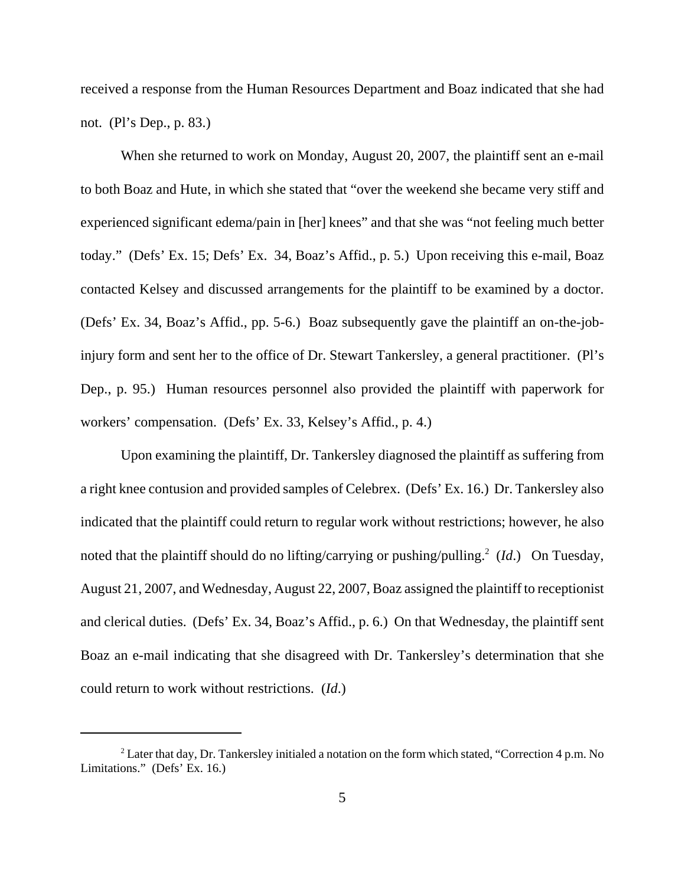received a response from the Human Resources Department and Boaz indicated that she had not. (Pl's Dep., p. 83.)

When she returned to work on Monday, August 20, 2007, the plaintiff sent an e-mail to both Boaz and Hute, in which she stated that "over the weekend she became very stiff and experienced significant edema/pain in [her] knees" and that she was "not feeling much better today." (Defs' Ex. 15; Defs' Ex. 34, Boaz's Affid., p. 5.) Upon receiving this e-mail, Boaz contacted Kelsey and discussed arrangements for the plaintiff to be examined by a doctor. (Defs' Ex. 34, Boaz's Affid., pp. 5-6.) Boaz subsequently gave the plaintiff an on-the-job-injury form and sent her to the office of Dr. Stewart Tankersley, a general practitioner. (Pl's Dep., p. 95.) Human resources personnel also provided the plaintiff with paperwork for workers' compensation. (Defs' Ex. 33, Kelsey's Affid., p. 4.)

Upon examining the plaintiff, Dr. Tankersley diagnosed the plaintiff as suffering from a right knee contusion and provided samples of Celebrex. (Defs' Ex. 16.) Dr. Tankersley also indicated that the plaintiff could return to regular work without restrictions; however, he also noted that the plaintiff should do no lifting/carrying or pushing/pulling.[2] (*Id*.) On Tuesday, August 21, 2007, and Wednesday, August 22, 2007, Boaz assigned the plaintiff to receptionist and clerical duties. (Defs' Ex. 34, Boaz's Affid., p. 6.) On that Wednesday, the plaintiff sent Boaz an e-mail indicating that she disagreed with Dr. Tankersley's determination that she could return to work without restrictions. (*Id*.)

---

[2] Later that day, Dr. Tankersley initialed a notation on the form which stated, "Correction 4 p.m. No Limitations." (Defs' Ex. 16.)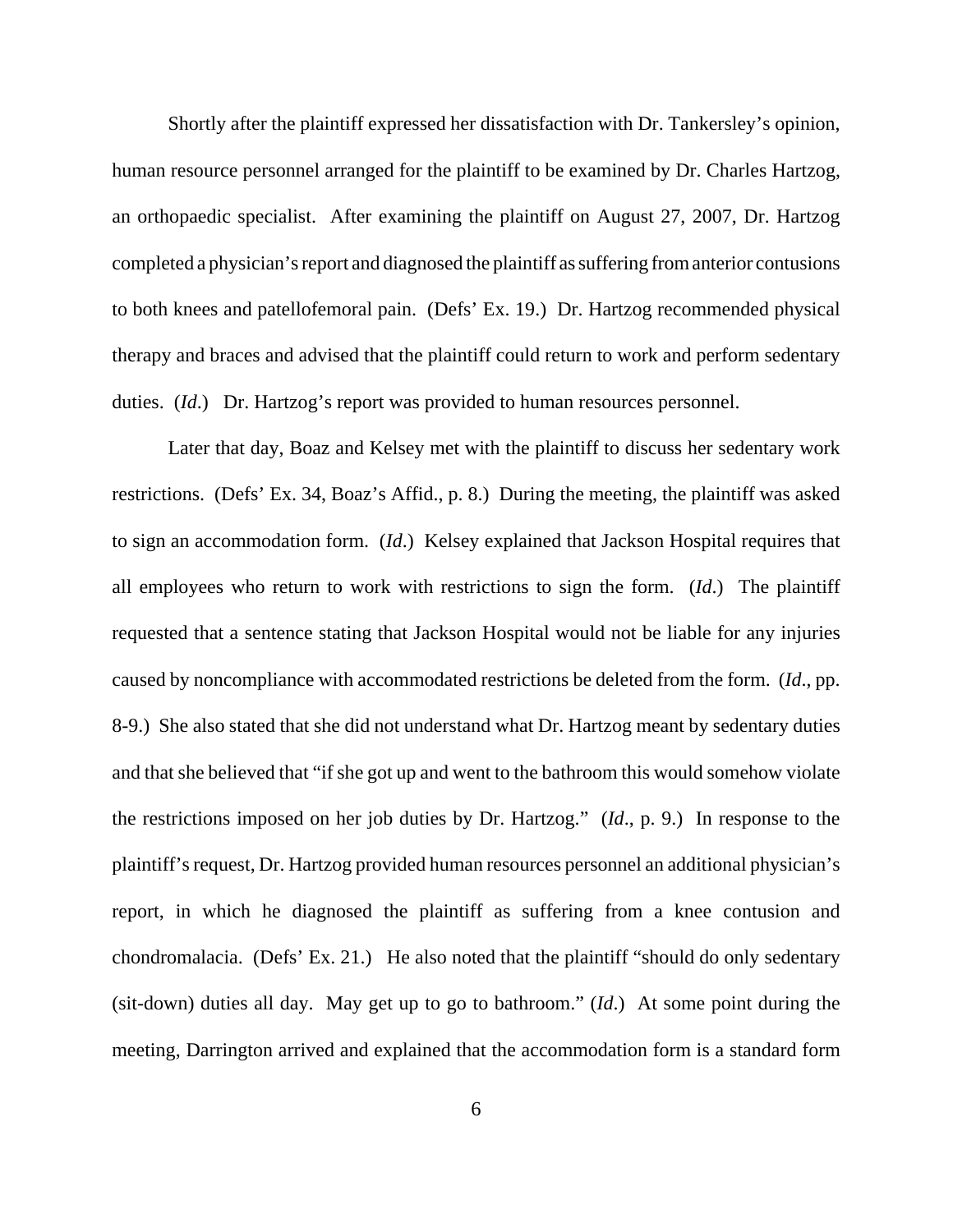Shortly after the plaintiff expressed her dissatisfaction with Dr. Tankersley's opinion, human resource personnel arranged for the plaintiff to be examined by Dr. Charles Hartzog, an orthopaedic specialist. After examining the plaintiff on August 27, 2007, Dr. Hartzog completed a physician's report and diagnosed the plaintiff as suffering from anterior contusions to both knees and patellofemoral pain. (Defs' Ex. 19.) Dr. Hartzog recommended physical therapy and braces and advised that the plaintiff could return to work and perform sedentary duties. (*Id*.) Dr. Hartzog's report was provided to human resources personnel.

Later that day, Boaz and Kelsey met with the plaintiff to discuss her sedentary work restrictions. (Defs' Ex. 34, Boaz's Affid., p. 8.) During the meeting, the plaintiff was asked to sign an accommodation form. (*Id*.) Kelsey explained that Jackson Hospital requires that all employees who return to work with restrictions to sign the form. (*Id*.) The plaintiff requested that a sentence stating that Jackson Hospital would not be liable for any injuries caused by noncompliance with accommodated restrictions be deleted from the form. (*Id*., pp. 8-9.) She also stated that she did not understand what Dr. Hartzog meant by sedentary duties and that she believed that "if she got up and went to the bathroom this would somehow violate the restrictions imposed on her job duties by Dr. Hartzog." (*Id*., p. 9.) In response to the plaintiff's request, Dr. Hartzog provided human resources personnel an additional physician's report, in which he diagnosed the plaintiff as suffering from a knee contusion and chondromalacia. (Defs' Ex. 21.) He also noted that the plaintiff "should do only sedentary (sit-down) duties all day. May get up to go to bathroom." (*Id*.) At some point during the meeting, Darrington arrived and explained that the accommodation form is a standard form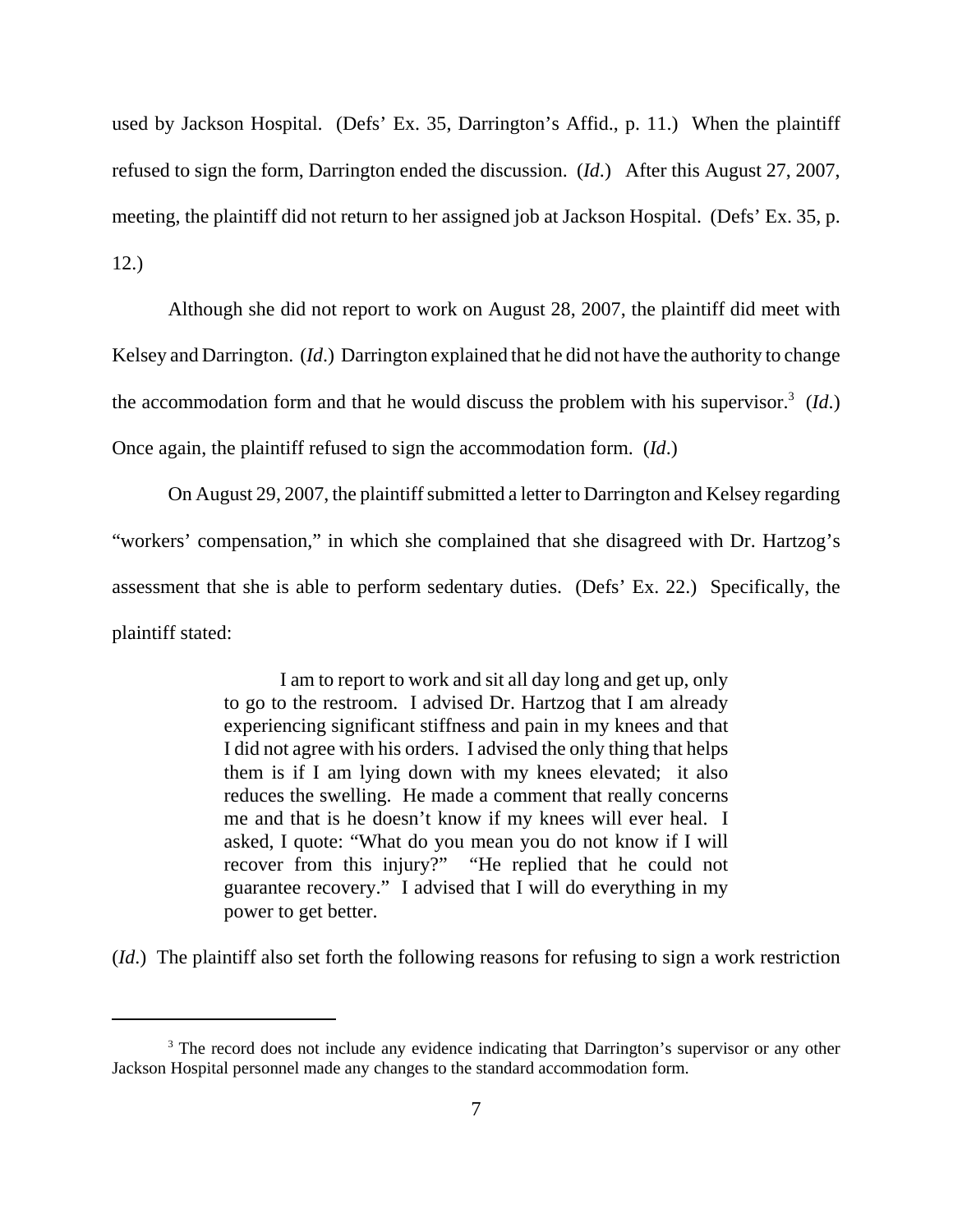used by Jackson Hospital. (Defs' Ex. 35, Darrington's Affid., p. 11.) When the plaintiff refused to sign the form, Darrington ended the discussion. (*Id.*) After this August 27, 2007, meeting, the plaintiff did not return to her assigned job at Jackson Hospital. (Defs' Ex. 35, p. 12.)

Although she did not report to work on August 28, 2007, the plaintiff did meet with Kelsey and Darrington. (*Id.*) Darrington explained that he did not have the authority to change the accommodation form and that he would discuss the problem with his supervisor.[3] (*Id.*) Once again, the plaintiff refused to sign the accommodation form. (*Id*.)

On August 29, 2007, the plaintiff submitted a letter to Darrington and Kelsey regarding "workers' compensation," in which she complained that she disagreed with Dr. Hartzog's assessment that she is able to perform sedentary duties. (Defs' Ex. 22.) Specifically, the plaintiff stated:

> I am to report to work and sit all day long and get up, only to go to the restroom. I advised Dr. Hartzog that I am already experiencing significant stiffness and pain in my knees and that I did not agree with his orders. I advised the only thing that helps them is if I am lying down with my knees elevated; it also reduces the swelling. He made a comment that really concerns me and that is he doesn't know if my knees will ever heal. I asked, I quote: "What do you mean you do not know if I will recover from this injury?" "He replied that he could not guarantee recovery." I advised that I will do everything in my power to get better.

(*Id*.) The plaintiff also set forth the following reasons for refusing to sign a work restriction

---

[3] The record does not include any evidence indicating that Darrington's supervisor or any other Jackson Hospital personnel made any changes to the standard accommodation form.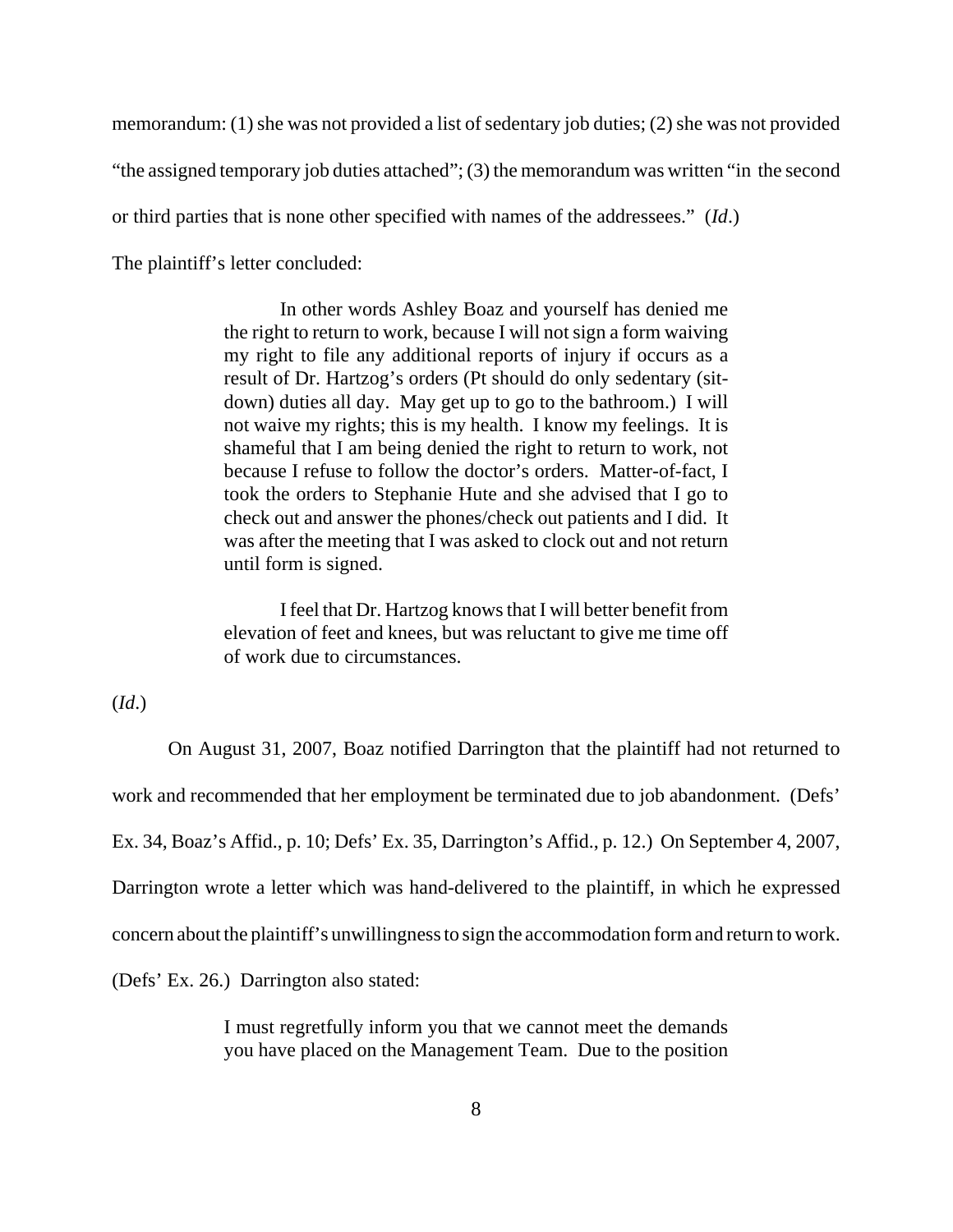memorandum: (1) she was not provided a list of sedentary job duties; (2) she was not provided "the assigned temporary job duties attached"; (3) the memorandum was written "in the second or third parties that is none other specified with names of the addressees." (*Id*.)

The plaintiff's letter concluded:

> In other words Ashley Boaz and yourself has denied me the right to return to work, because I will not sign a form waiving my right to file any additional reports of injury if occurs as a result of Dr. Hartzog's orders (Pt should do only sedentary (sit-down) duties all day. May get up to go to the bathroom.) I will not waive my rights; this is my health. I know my feelings. It is shameful that I am being denied the right to return to work, not because I refuse to follow the doctor's orders. Matter-of-fact, I took the orders to Stephanie Hute and she advised that I go to check out and answer the phones/check out patients and I did. It was after the meeting that I was asked to clock out and not return until form is signed.
>
> I feel that Dr. Hartzog knows that I will better benefit from elevation of feet and knees, but was reluctant to give me time off of work due to circumstances.

(*Id*.)

On August 31, 2007, Boaz notified Darrington that the plaintiff had not returned to work and recommended that her employment be terminated due to job abandonment. (Defs' Ex. 34, Boaz's Affid., p. 10; Defs' Ex. 35, Darrington's Affid., p. 12.) On September 4, 2007, Darrington wrote a letter which was hand-delivered to the plaintiff, in which he expressed concern about the plaintiff's unwillingness to sign the accommodation form and return to work. (Defs' Ex. 26.) Darrington also stated:

> I must regretfully inform you that we cannot meet the demands you have placed on the Management Team. Due to the position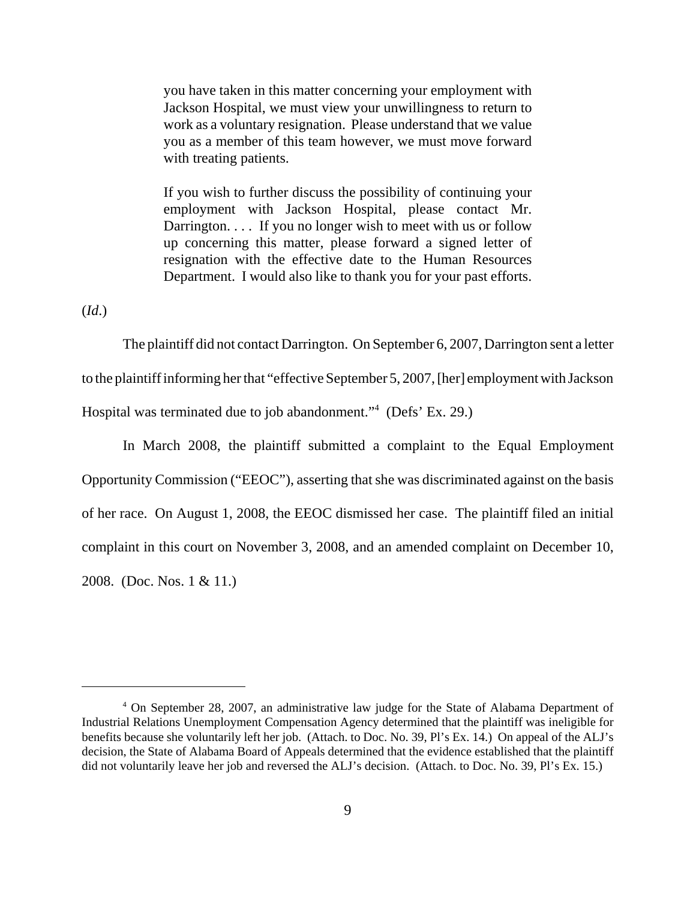> you have taken in this matter concerning your employment with Jackson Hospital, we must view your unwillingness to return to work as a voluntary resignation. Please understand that we value you as a member of this team however, we must move forward with treating patients.
>
> If you wish to further discuss the possibility of continuing your employment with Jackson Hospital, please contact Mr. Darrington. . . . If you no longer wish to meet with us or follow up concerning this matter, please forward a signed letter of resignation with the effective date to the Human Resources Department. I would also like to thank you for your past efforts.

(*Id*.)

The plaintiff did not contact Darrington. On September 6, 2007, Darrington sent a letter to the plaintiff informing her that "effective September 5, 2007, [her] employment with Jackson Hospital was terminated due to job abandonment."[4] (Defs' Ex. 29.)

In March 2008, the plaintiff submitted a complaint to the Equal Employment Opportunity Commission ("EEOC"), asserting that she was discriminated against on the basis of her race. On August 1, 2008, the EEOC dismissed her case. The plaintiff filed an initial complaint in this court on November 3, 2008, and an amended complaint on December 10, 2008. (Doc. Nos. 1 & 11.)

---

[4] On September 28, 2007, an administrative law judge for the State of Alabama Department of Industrial Relations Unemployment Compensation Agency determined that the plaintiff was ineligible for benefits because she voluntarily left her job. (Attach. to Doc. No. 39, Pl's Ex. 14.) On appeal of the ALJ's decision, the State of Alabama Board of Appeals determined that the evidence established that the plaintiff did not voluntarily leave her job and reversed the ALJ's decision. (Attach. to Doc. No. 39, Pl's Ex. 15.)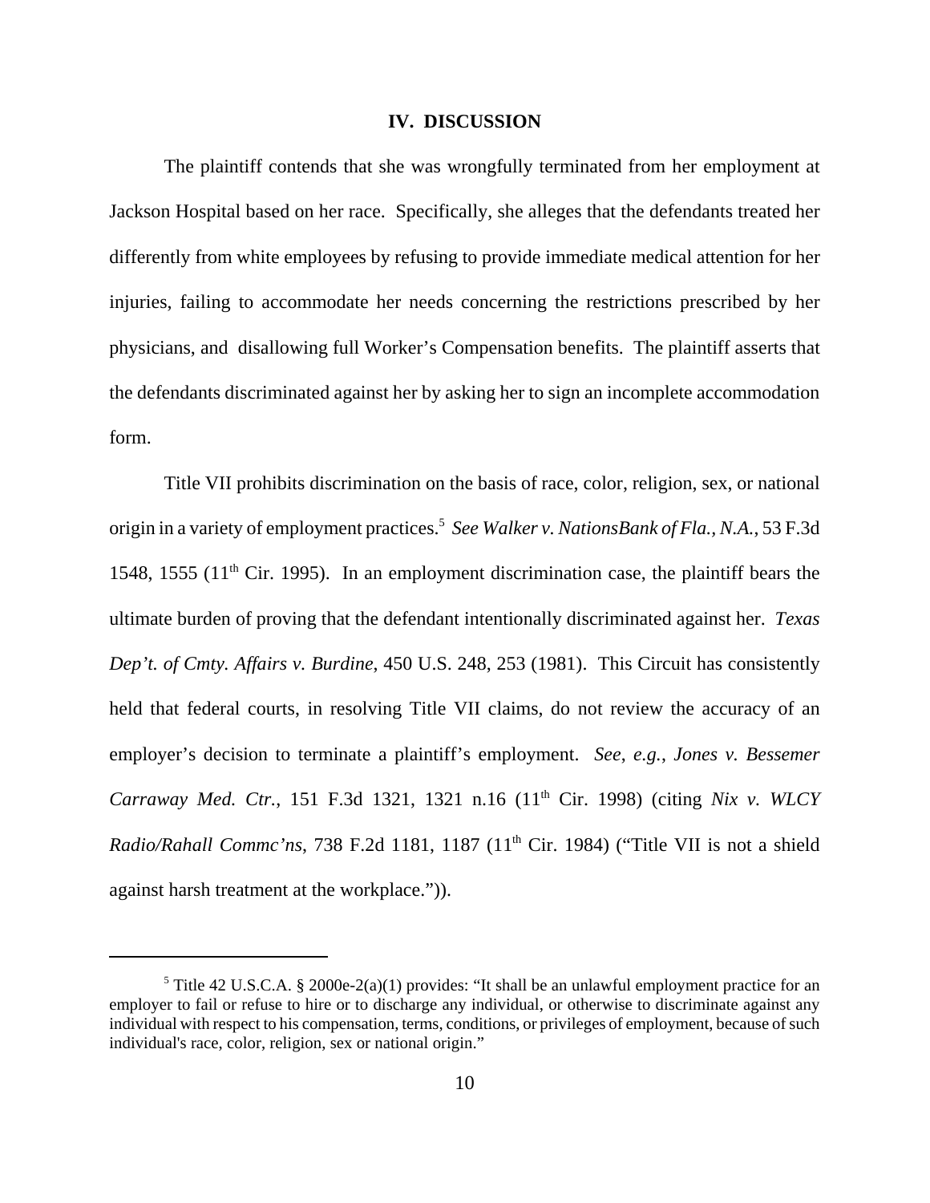## IV. DISCUSSION

The plaintiff contends that she was wrongfully terminated from her employment at Jackson Hospital based on her race. Specifically, she alleges that the defendants treated her differently from white employees by refusing to provide immediate medical attention for her injuries, failing to accommodate her needs concerning the restrictions prescribed by her physicians, and disallowing full Worker's Compensation benefits. The plaintiff asserts that the defendants discriminated against her by asking her to sign an incomplete accommodation form.

Title VII prohibits discrimination on the basis of race, color, religion, sex, or national origin in a variety of employment practices.[5] *See Walker v. NationsBank of Fla., N.A.*, 53 F.3d 1548, 1555 (11th Cir. 1995). In an employment discrimination case, the plaintiff bears the ultimate burden of proving that the defendant intentionally discriminated against her. *Texas Dep't. of Cmty. Affairs v. Burdine*, 450 U.S. 248, 253 (1981). This Circuit has consistently held that federal courts, in resolving Title VII claims, do not review the accuracy of an employer's decision to terminate a plaintiff's employment. *See*, *e.g.*, *Jones v. Bessemer Carraway Med. Ctr.*, 151 F.3d 1321, 1321 n.16 (11th Cir. 1998) (citing *Nix v. WLCY Radio/Rahall Commc'ns*, 738 F.2d 1181, 1187 (11th Cir. 1984) ("Title VII is not a shield against harsh treatment at the workplace.")).

[5] Title 42 U.S.C.A. § 2000e-2(a)(1) provides: "It shall be an unlawful employment practice for an employer to fail or refuse to hire or to discharge any individual, or otherwise to discriminate against any individual with respect to his compensation, terms, conditions, or privileges of employment, because of such individual's race, color, religion, sex or national origin."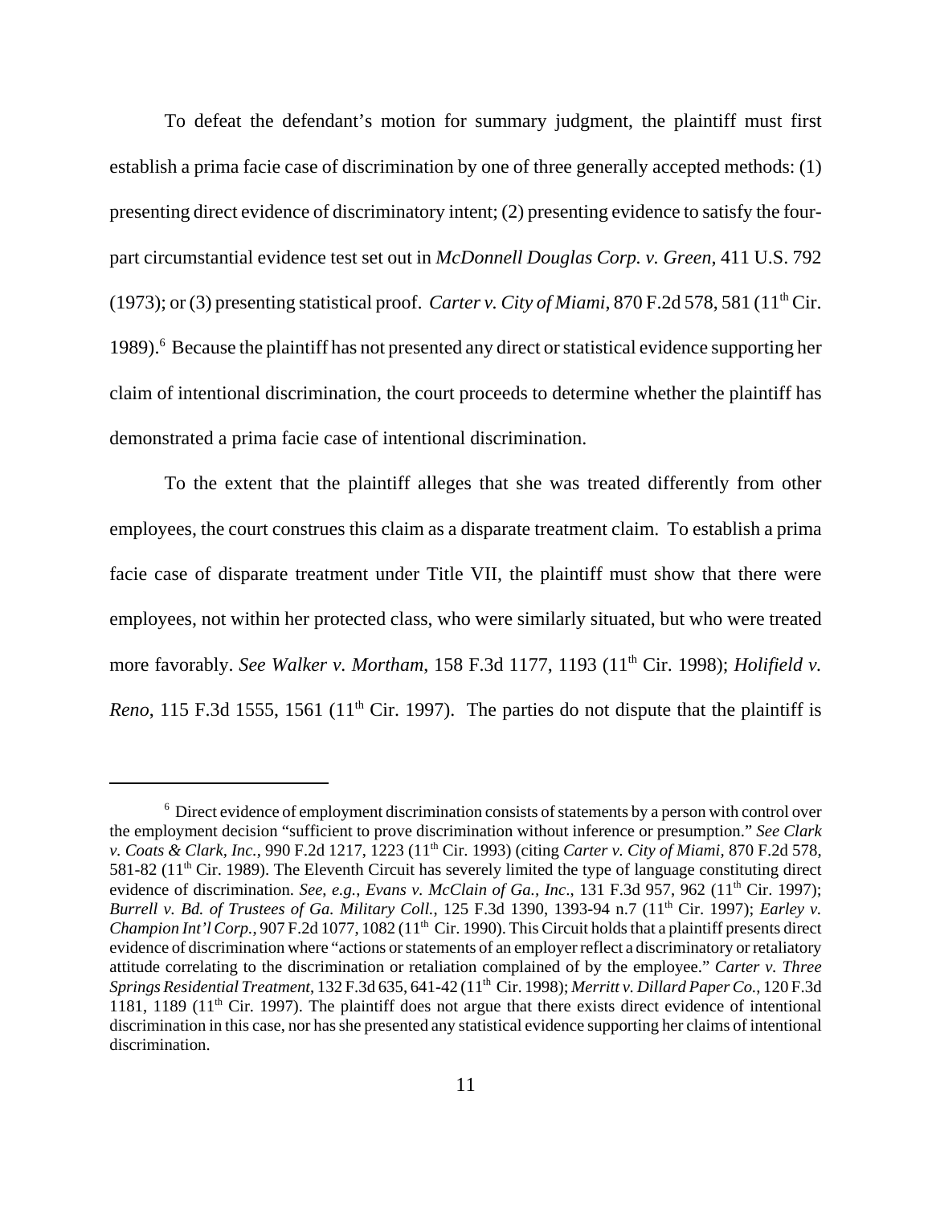To defeat the defendant's motion for summary judgment, the plaintiff must first establish a prima facie case of discrimination by one of three generally accepted methods: (1) presenting direct evidence of discriminatory intent; (2) presenting evidence to satisfy the four-part circumstantial evidence test set out in *McDonnell Douglas Corp. v. Green*, 411 U.S. 792 (1973); or (3) presenting statistical proof. *Carter v. City of Miami*, 870 F.2d 578, 581 (11th Cir. 1989).[6] Because the plaintiff has not presented any direct or statistical evidence supporting her claim of intentional discrimination, the court proceeds to determine whether the plaintiff has demonstrated a prima facie case of intentional discrimination.

To the extent that the plaintiff alleges that she was treated differently from other employees, the court construes this claim as a disparate treatment claim. To establish a prima facie case of disparate treatment under Title VII, the plaintiff must show that there were employees, not within her protected class, who were similarly situated, but who were treated more favorably. *See Walker v. Mortham*, 158 F.3d 1177, 1193 (11th Cir. 1998); *Holifield v. Reno*, 115 F.3d 1555, 1561 (11th Cir. 1997). The parties do not dispute that the plaintiff is

---

[6] Direct evidence of employment discrimination consists of statements by a person with control over the employment decision "sufficient to prove discrimination without inference or presumption." *See Clark v. Coats & Clark, Inc.*, 990 F.2d 1217, 1223 (11th Cir. 1993) (citing *Carter v. City of Miami*, 870 F.2d 578, 581-82 (11th Cir. 1989). The Eleventh Circuit has severely limited the type of language constituting direct evidence of discrimination. *See, e.g., Evans v. McClain of Ga., Inc.*, 131 F.3d 957, 962 (11th Cir. 1997); *Burrell v. Bd. of Trustees of Ga. Military Coll.*, 125 F.3d 1390, 1393-94 n.7 (11th Cir. 1997); *Earley v. Champion Int'l Corp.*, 907 F.2d 1077, 1082 (11th Cir. 1990). This Circuit holds that a plaintiff presents direct evidence of discrimination where "actions or statements of an employer reflect a discriminatory or retaliatory attitude correlating to the discrimination or retaliation complained of by the employee." *Carter v. Three Springs Residential Treatment*, 132 F.3d 635, 641-42 (11th Cir. 1998); *Merritt v. Dillard Paper Co.*, 120 F.3d 1181, 1189 (11th Cir. 1997). The plaintiff does not argue that there exists direct evidence of intentional discrimination in this case, nor has she presented any statistical evidence supporting her claims of intentional discrimination.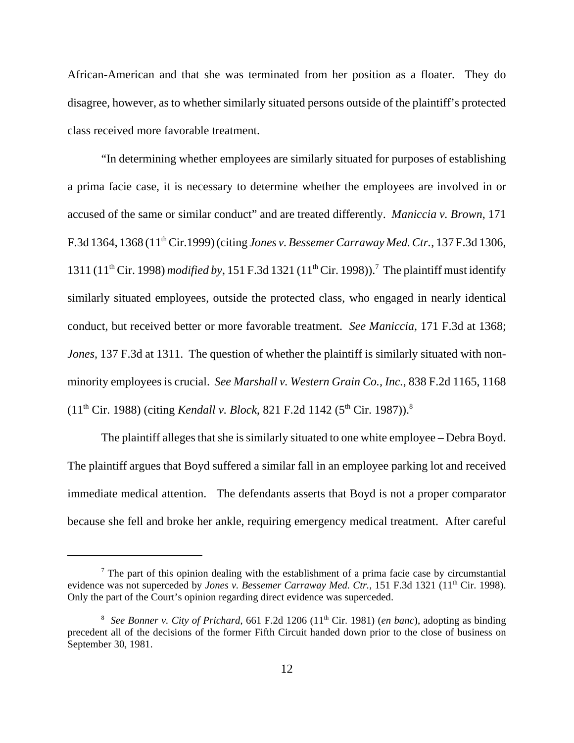African-American and that she was terminated from her position as a floater. They do disagree, however, as to whether similarly situated persons outside of the plaintiff's protected class received more favorable treatment.

"In determining whether employees are similarly situated for purposes of establishing a prima facie case, it is necessary to determine whether the employees are involved in or accused of the same or similar conduct" and are treated differently. *Maniccia v. Brown*, 171 F.3d 1364, 1368 (11th Cir.1999) (citing *Jones v. Bessemer Carraway Med. Ctr.*, 137 F.3d 1306, 1311 (11th Cir. 1998) *modified by*, 151 F.3d 1321 (11th Cir. 1998)).[7] The plaintiff must identify similarly situated employees, outside the protected class, who engaged in nearly identical conduct, but received better or more favorable treatment. *See Maniccia,* 171 F.3d at 1368; *Jones,* 137 F.3d at 1311. The question of whether the plaintiff is similarly situated with non-minority employees is crucial. *See Marshall v. Western Grain Co., Inc.*, 838 F.2d 1165, 1168 (11th Cir. 1988) (citing *Kendall v. Block*, 821 F.2d 1142 (5th Cir. 1987)).[8]

The plaintiff alleges that she is similarly situated to one white employee – Debra Boyd. The plaintiff argues that Boyd suffered a similar fall in an employee parking lot and received immediate medical attention. The defendants asserts that Boyd is not a proper comparator because she fell and broke her ankle, requiring emergency medical treatment. After careful

---

[7] The part of this opinion dealing with the establishment of a prima facie case by circumstantial evidence was not superceded by *Jones v. Bessemer Carraway Med. Ctr.,* 151 F.3d 1321 (11th Cir. 1998). Only the part of the Court's opinion regarding direct evidence was superceded.

[8] *See Bonner v. City of Prichard*, 661 F.2d 1206 (11th Cir. 1981) (*en banc*), adopting as binding precedent all of the decisions of the former Fifth Circuit handed down prior to the close of business on September 30, 1981.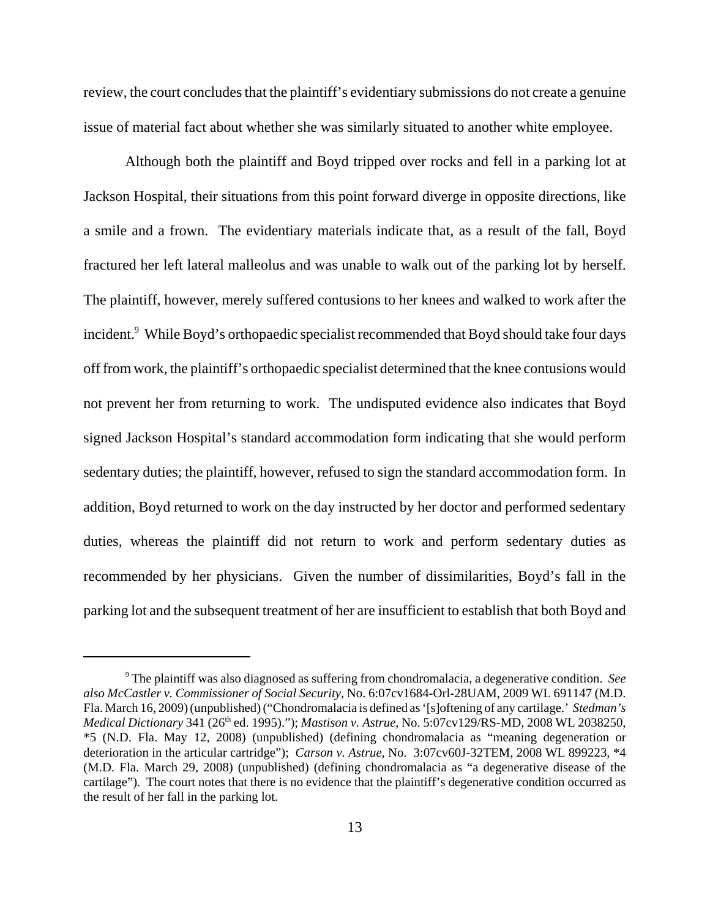review, the court concludes that the plaintiff's evidentiary submissions do not create a genuine issue of material fact about whether she was similarly situated to another white employee.

Although both the plaintiff and Boyd tripped over rocks and fell in a parking lot at Jackson Hospital, their situations from this point forward diverge in opposite directions, like a smile and a frown. The evidentiary materials indicate that, as a result of the fall, Boyd fractured her left lateral malleolus and was unable to walk out of the parking lot by herself. The plaintiff, however, merely suffered contusions to her knees and walked to work after the incident.[9] While Boyd's orthopaedic specialist recommended that Boyd should take four days off from work, the plaintiff's orthopaedic specialist determined that the knee contusions would not prevent her from returning to work. The undisputed evidence also indicates that Boyd signed Jackson Hospital's standard accommodation form indicating that she would perform sedentary duties; the plaintiff, however, refused to sign the standard accommodation form. In addition, Boyd returned to work on the day instructed by her doctor and performed sedentary duties, whereas the plaintiff did not return to work and perform sedentary duties as recommended by her physicians. Given the number of dissimilarities, Boyd's fall in the parking lot and the subsequent treatment of her are insufficient to establish that both Boyd and

[9] The plaintiff was also diagnosed as suffering from chondromalacia, a degenerative condition. *See also McCastler v. Commissioner of Social Security*, No. 6:07cv1684-Orl-28UAM, 2009 WL 691147 (M.D. Fla. March 16, 2009) (unpublished) ("Chondromalacia is defined as '[s]oftening of any cartilage.' *Stedman's Medical Dictionary* 341 (26th ed. 1995)."); *Mastison v. Astrue*, No. 5:07cv129/RS-MD, 2008 WL 2038250, *5 (N.D. Fla. May 12, 2008) (unpublished) (defining chondromalacia as "meaning degeneration or deterioration in the articular cartridge"); *Carson v. Astrue*, No. 3:07cv60J-32TEM, 2008 WL 899223, *4 (M.D. Fla. March 29, 2008) (unpublished) (defining chondromalacia as "a degenerative disease of the cartilage"). The court notes that there is no evidence that the plaintiff's degenerative condition occurred as the result of her fall in the parking lot.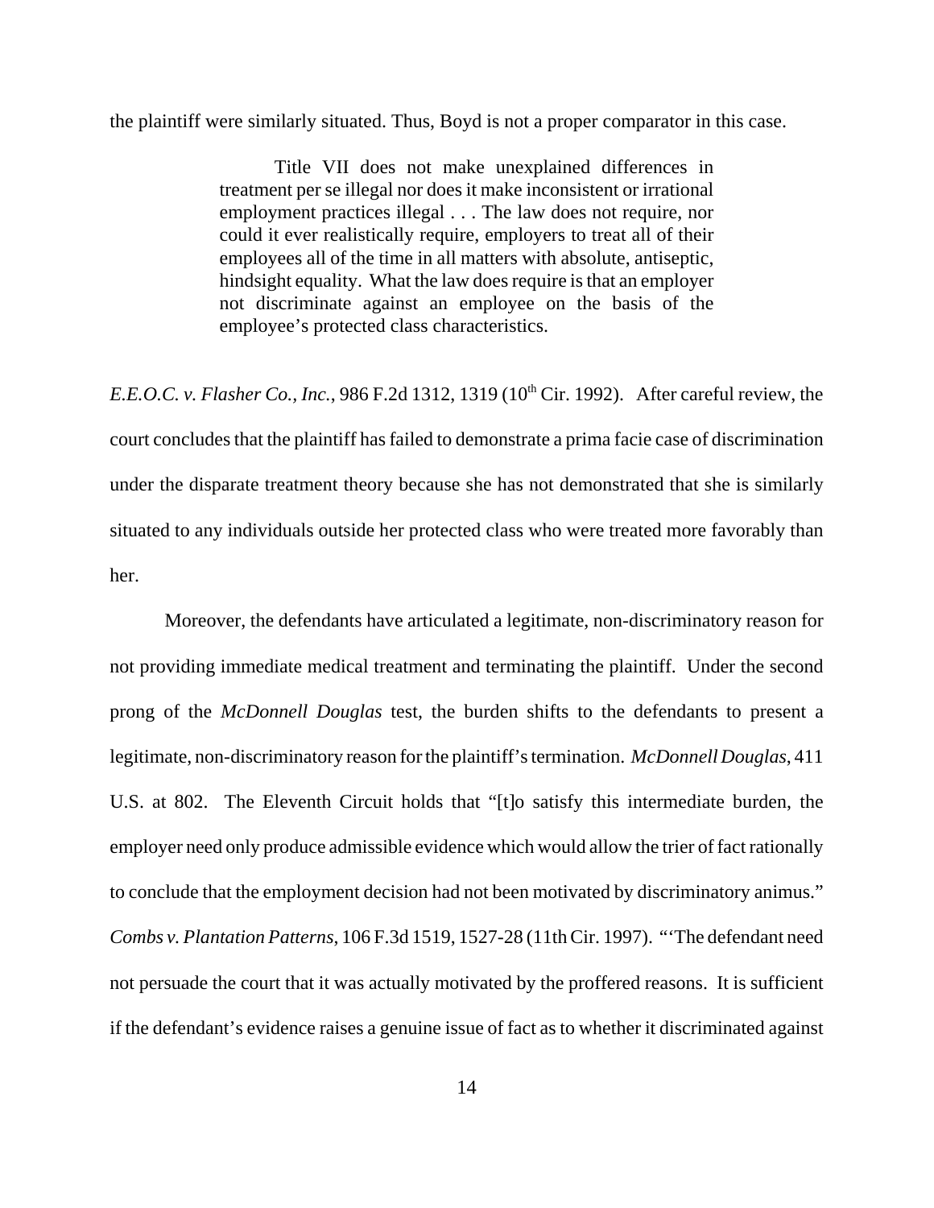the plaintiff were similarly situated. Thus, Boyd is not a proper comparator in this case.

> Title VII does not make unexplained differences in treatment per se illegal nor does it make inconsistent or irrational employment practices illegal . . . The law does not require, nor could it ever realistically require, employers to treat all of their employees all of the time in all matters with absolute, antiseptic, hindsight equality. What the law does require is that an employer not discriminate against an employee on the basis of the employee's protected class characteristics.

*E.E.O.C. v. Flasher Co., Inc.*, 986 F.2d 1312, 1319 (10th Cir. 1992). After careful review, the court concludes that the plaintiff has failed to demonstrate a prima facie case of discrimination under the disparate treatment theory because she has not demonstrated that she is similarly situated to any individuals outside her protected class who were treated more favorably than her.

Moreover, the defendants have articulated a legitimate, non-discriminatory reason for not providing immediate medical treatment and terminating the plaintiff. Under the second prong of the *McDonnell Douglas* test, the burden shifts to the defendants to present a legitimate, non-discriminatory reason for the plaintiff's termination. *McDonnell Douglas*, 411 U.S. at 802. The Eleventh Circuit holds that "[t]o satisfy this intermediate burden, the employer need only produce admissible evidence which would allow the trier of fact rationally to conclude that the employment decision had not been motivated by discriminatory animus." *Combs v. Plantation Patterns*, 106 F.3d 1519, 1527-28 (11th Cir. 1997). "'The defendant need not persuade the court that it was actually motivated by the proffered reasons. It is sufficient if the defendant's evidence raises a genuine issue of fact as to whether it discriminated against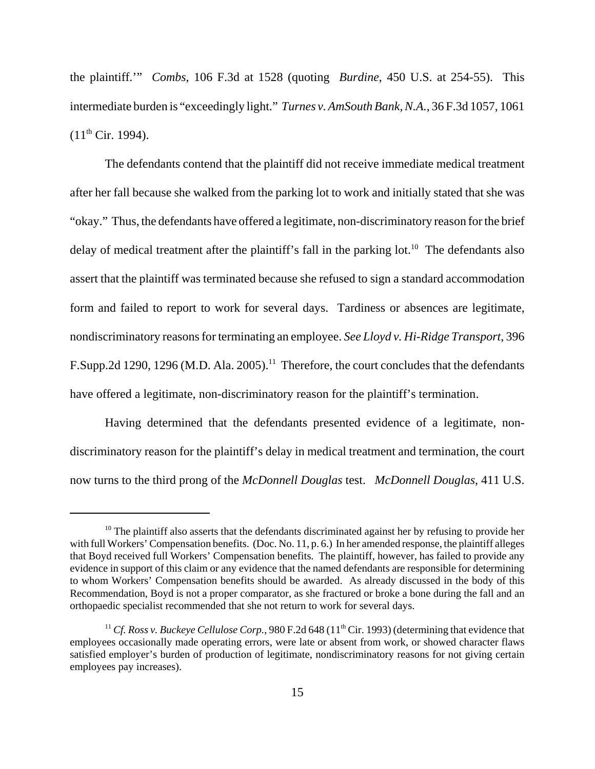the plaintiff.'" *Combs*, 106 F.3d at 1528 (quoting *Burdine*, 450 U.S. at 254-55). This intermediate burden is "exceedingly light." *Turnes v. AmSouth Bank, N.A.*, 36 F.3d 1057, 1061 ($11^{th}$ Cir. 1994).

The defendants contend that the plaintiff did not receive immediate medical treatment after her fall because she walked from the parking lot to work and initially stated that she was "okay." Thus, the defendants have offered a legitimate, non-discriminatory reason for the brief delay of medical treatment after the plaintiff's fall in the parking lot.[10] The defendants also assert that the plaintiff was terminated because she refused to sign a standard accommodation form and failed to report to work for several days. Tardiness or absences are legitimate, nondiscriminatory reasons for terminating an employee. *See Lloyd v. Hi-Ridge Transport*, 396 F.Supp.2d 1290, 1296 (M.D. Ala. 2005).[11] Therefore, the court concludes that the defendants have offered a legitimate, non-discriminatory reason for the plaintiff's termination.

Having determined that the defendants presented evidence of a legitimate, non-discriminatory reason for the plaintiff's delay in medical treatment and termination, the court now turns to the third prong of the *McDonnell Douglas* test. *McDonnell Douglas*, 411 U.S.

---

[10] The plaintiff also asserts that the defendants discriminated against her by refusing to provide her with full Workers' Compensation benefits. (Doc. No. 11, p. 6.) In her amended response, the plaintiff alleges that Boyd received full Workers' Compensation benefits. The plaintiff, however, has failed to provide any evidence in support of this claim or any evidence that the named defendants are responsible for determining to whom Workers' Compensation benefits should be awarded. As already discussed in the body of this Recommendation, Boyd is not a proper comparator, as she fractured or broke a bone during the fall and an orthopaedic specialist recommended that she not return to work for several days.

[11] *Cf. Ross v. Buckeye Cellulose Corp.*, 980 F.2d 648 ($11^{th}$ Cir. 1993) (determining that evidence that employees occasionally made operating errors, were late or absent from work, or showed character flaws satisfied employer's burden of production of legitimate, nondiscriminatory reasons for not giving certain employees pay increases).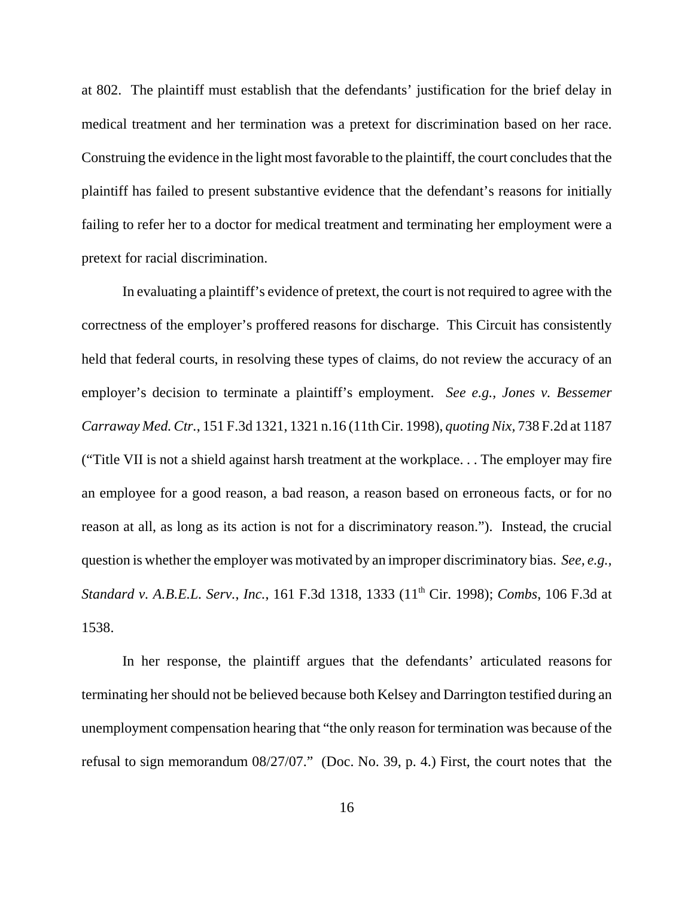at 802. The plaintiff must establish that the defendants' justification for the brief delay in medical treatment and her termination was a pretext for discrimination based on her race. Construing the evidence in the light most favorable to the plaintiff, the court concludes that the plaintiff has failed to present substantive evidence that the defendant's reasons for initially failing to refer her to a doctor for medical treatment and terminating her employment were a pretext for racial discrimination.

In evaluating a plaintiff's evidence of pretext, the court is not required to agree with the correctness of the employer's proffered reasons for discharge. This Circuit has consistently held that federal courts, in resolving these types of claims, do not review the accuracy of an employer's decision to terminate a plaintiff's employment. *See e.g., Jones v. Bessemer Carraway Med. Ctr.*, 151 F.3d 1321, 1321 n.16 (11th Cir. 1998), *quoting Nix*, 738 F.2d at 1187 ("Title VII is not a shield against harsh treatment at the workplace. . . The employer may fire an employee for a good reason, a bad reason, a reason based on erroneous facts, or for no reason at all, as long as its action is not for a discriminatory reason."). Instead, the crucial question is whether the employer was motivated by an improper discriminatory bias. *See, e.g., Standard v. A.B.E.L. Serv., Inc.*, 161 F.3d 1318, 1333 (11th Cir. 1998); *Combs*, 106 F.3d at 1538.

In her response, the plaintiff argues that the defendants' articulated reasons for terminating her should not be believed because both Kelsey and Darrington testified during an unemployment compensation hearing that "the only reason for termination was because of the refusal to sign memorandum 08/27/07." (Doc. No. 39, p. 4.) First, the court notes that the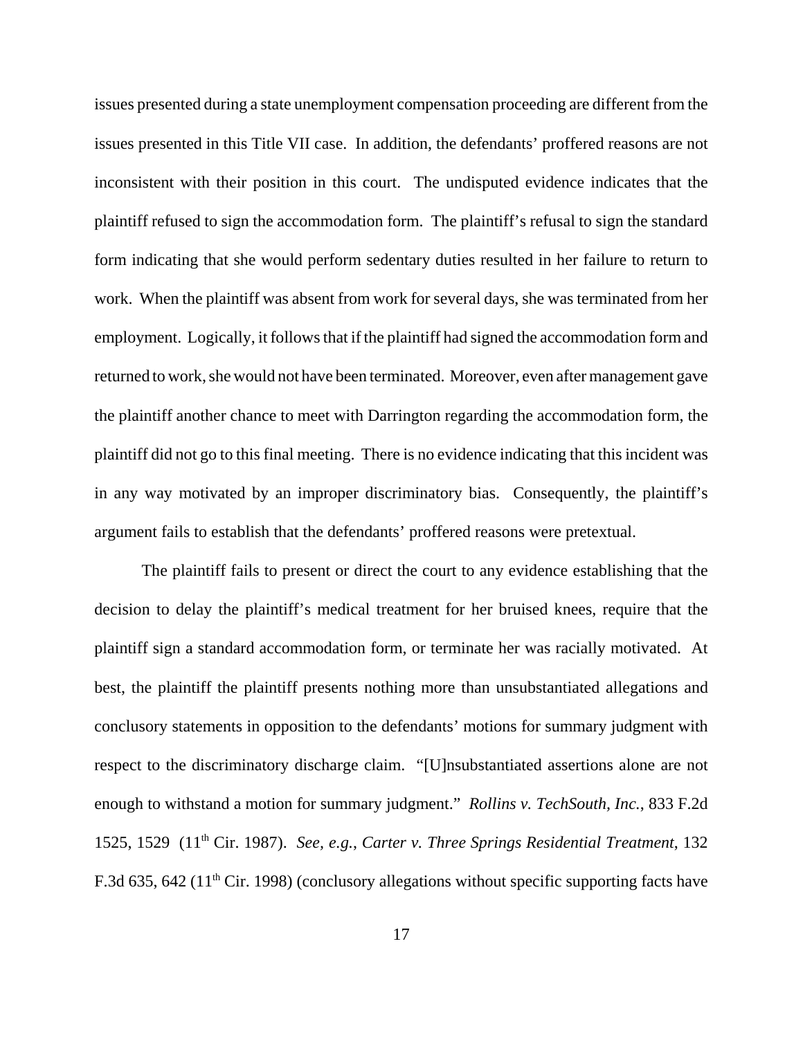issues presented during a state unemployment compensation proceeding are different from the issues presented in this Title VII case. In addition, the defendants' proffered reasons are not inconsistent with their position in this court. The undisputed evidence indicates that the plaintiff refused to sign the accommodation form. The plaintiff's refusal to sign the standard form indicating that she would perform sedentary duties resulted in her failure to return to work. When the plaintiff was absent from work for several days, she was terminated from her employment. Logically, it follows that if the plaintiff had signed the accommodation form and returned to work, she would not have been terminated. Moreover, even after management gave the plaintiff another chance to meet with Darrington regarding the accommodation form, the plaintiff did not go to this final meeting. There is no evidence indicating that this incident was in any way motivated by an improper discriminatory bias. Consequently, the plaintiff's argument fails to establish that the defendants' proffered reasons were pretextual.

The plaintiff fails to present or direct the court to any evidence establishing that the decision to delay the plaintiff's medical treatment for her bruised knees, require that the plaintiff sign a standard accommodation form, or terminate her was racially motivated. At best, the plaintiff the plaintiff presents nothing more than unsubstantiated allegations and conclusory statements in opposition to the defendants' motions for summary judgment with respect to the discriminatory discharge claim. "[U]nsubstantiated assertions alone are not enough to withstand a motion for summary judgment." *Rollins v. TechSouth, Inc.*, 833 F.2d 1525, 1529 (11th Cir. 1987). *See, e.g.*, *Carter v. Three Springs Residential Treatment*, 132 F.3d 635, 642 (11th Cir. 1998) (conclusory allegations without specific supporting facts have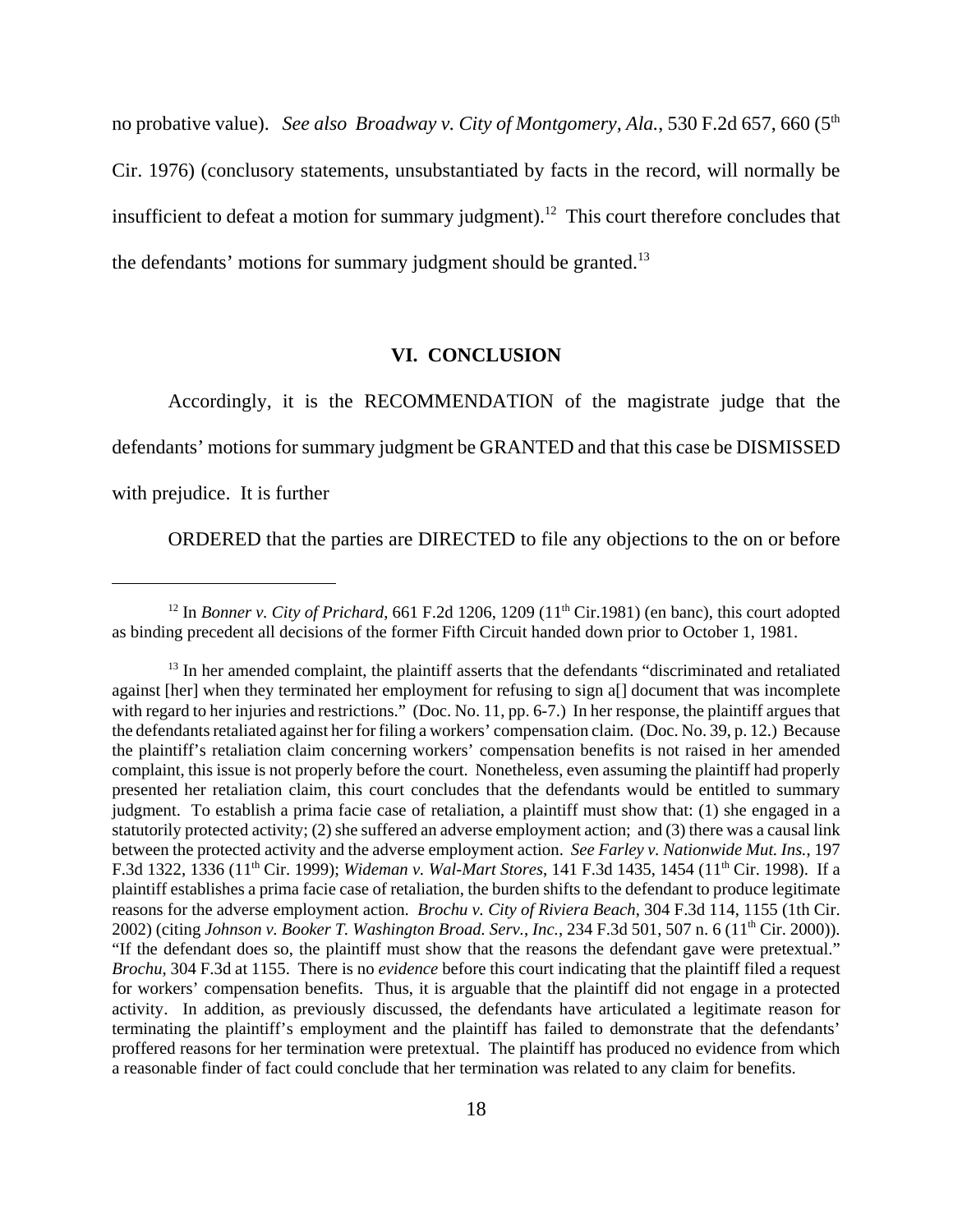no probative value). *See also Broadway v. City of Montgomery, Ala.*, 530 F.2d 657, 660 (5th Cir. 1976) (conclusory statements, unsubstantiated by facts in the record, will normally be insufficient to defeat a motion for summary judgment).[12] This court therefore concludes that the defendants' motions for summary judgment should be granted.[13]

## VI. CONCLUSION

Accordingly, it is the RECOMMENDATION of the magistrate judge that the defendants' motions for summary judgment be GRANTED and that this case be DISMISSED with prejudice. It is further

ORDERED that the parties are DIRECTED to file any objections to the on or before

---

[12] In *Bonner v. City of Prichard*, 661 F.2d 1206, 1209 (11th Cir.1981) (en banc), this court adopted as binding precedent all decisions of the former Fifth Circuit handed down prior to October 1, 1981.

[13] In her amended complaint, the plaintiff asserts that the defendants "discriminated and retaliated against [her] when they terminated her employment for refusing to sign a[] document that was incomplete with regard to her injuries and restrictions." (Doc. No. 11, pp. 6-7.) In her response, the plaintiff argues that the defendants retaliated against her for filing a workers' compensation claim. (Doc. No. 39, p. 12.) Because the plaintiff's retaliation claim concerning workers' compensation benefits is not raised in her amended complaint, this issue is not properly before the court. Nonetheless, even assuming the plaintiff had properly presented her retaliation claim, this court concludes that the defendants would be entitled to summary judgment. To establish a prima facie case of retaliation, a plaintiff must show that: (1) she engaged in a statutorily protected activity; (2) she suffered an adverse employment action; and (3) there was a causal link between the protected activity and the adverse employment action. *See Farley v. Nationwide Mut. Ins.*, 197 F.3d 1322, 1336 (11th Cir. 1999); *Wideman v. Wal-Mart Stores*, 141 F.3d 1435, 1454 (11th Cir. 1998). If a plaintiff establishes a prima facie case of retaliation, the burden shifts to the defendant to produce legitimate reasons for the adverse employment action. *Brochu v. City of Riviera Beach*, 304 F.3d 114, 1155 (1th Cir. 2002) (citing *Johnson v. Booker T. Washington Broad. Serv., Inc.*, 234 F.3d 501, 507 n. 6 (11th Cir. 2000)). "If the defendant does so, the plaintiff must show that the reasons the defendant gave were pretextual." *Brochu*, 304 F.3d at 1155. There is no *evidence* before this court indicating that the plaintiff filed a request for workers' compensation benefits. Thus, it is arguable that the plaintiff did not engage in a protected activity. In addition, as previously discussed, the defendants have articulated a legitimate reason for terminating the plaintiff's employment and the plaintiff has failed to demonstrate that the defendants' proffered reasons for her termination were pretextual. The plaintiff has produced no evidence from which a reasonable finder of fact could conclude that her termination was related to any claim for benefits.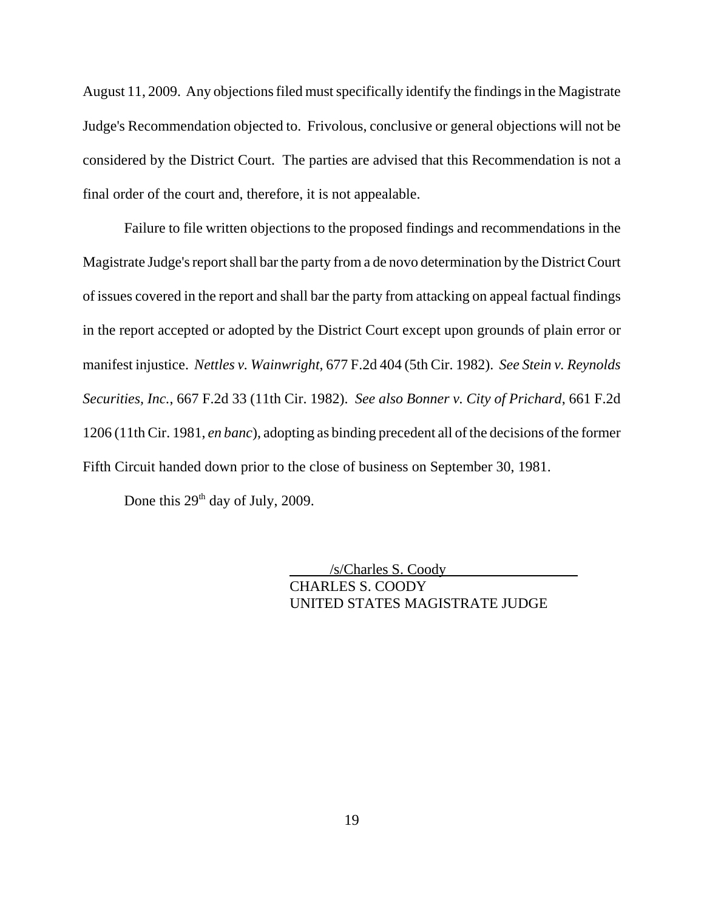August 11, 2009. Any objections filed must specifically identify the findings in the Magistrate Judge's Recommendation objected to. Frivolous, conclusive or general objections will not be considered by the District Court. The parties are advised that this Recommendation is not a final order of the court and, therefore, it is not appealable.

Failure to file written objections to the proposed findings and recommendations in the Magistrate Judge's report shall bar the party from a de novo determination by the District Court of issues covered in the report and shall bar the party from attacking on appeal factual findings in the report accepted or adopted by the District Court except upon grounds of plain error or manifest injustice. *Nettles v. Wainwright*, 677 F.2d 404 (5th Cir. 1982). *See Stein v. Reynolds Securities, Inc.*, 667 F.2d 33 (11th Cir. 1982). *See also Bonner v. City of Prichard*, 661 F.2d 1206 (11th Cir. 1981, *en banc*), adopting as binding precedent all of the decisions of the former Fifth Circuit handed down prior to the close of business on September 30, 1981.

Done this 29th day of July, 2009.

/s/Charles S. Coody
CHARLES S. COODY
UNITED STATES MAGISTRATE JUDGE